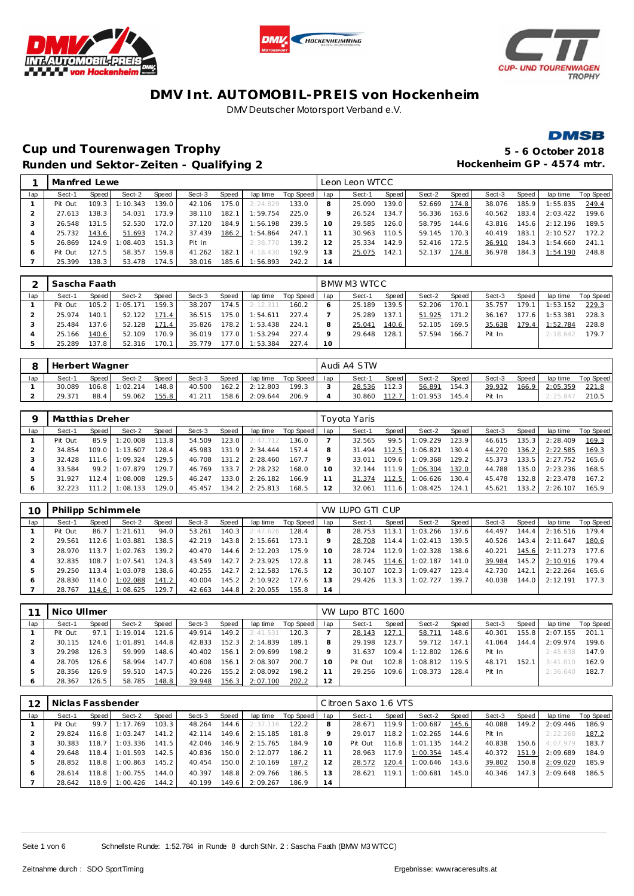# DMV Int. AUTOMOBIL-PREIS von Hockenheim

DMV Deutscher Motorsport Verband e.V.

## Cup und Tourenwagen Trophy

**Runden und Sektor-Zeiten - Qualifying 2**

**5 - 6 October 2018**
**Hockenheim GP - 4574 mtr.**

| 1 | Manfred Lewe | | | | | | | | Leon Leon WTCC | | | | | | | | |
|---|---|---|---|---|---|---|---|---|---|---|---|---|---|---|---|---|---|
| lap | Sect-1 | Speed | Sect-2 | Speed | Sect-3 | Speed | lap time | Top Speed | lap | Sect-1 | Speed | Sect-2 | Speed | Sect-3 | Speed | lap time | Top Speed |
| 1 | Pit Out | 109.3 | 1:10.343 | 139.0 | 42.106 | 175.0 | 2:24.829 | 133.0 | 8 | 25.090 | 139.0 | 52.669 | 174.8 | 38.076 | 185.9 | 1:55.835 | 249.4 |
| 2 | 27.613 | 138.3 | 54.031 | 173.9 | 38.110 | 182.1 | 1:59.754 | 225.0 | 9 | 26.524 | 134.7 | 56.336 | 163.6 | 40.562 | 183.4 | 2:03.422 | 199.6 |
| 3 | 26.548 | 131.5 | 52.530 | 172.0 | 37.120 | 184.9 | 1:56.198 | 239.5 | 10 | 29.585 | 126.0 | 58.795 | 144.6 | 43.816 | 145.6 | 2:12.196 | 189.5 |
| 4 | 25.732 | 143.6 | 51.693 | 174.2 | 37.439 | 186.2 | 1:54.864 | 247.1 | 11 | 30.963 | 110.5 | 59.145 | 170.3 | 40.419 | 183.1 | 2:10.527 | 172.2 |
| 5 | 26.869 | 124.9 | 1:08.403 | 151.3 | Pit In | | 2:38.770 | 139.2 | 12 | 25.334 | 142.9 | 52.416 | 172.5 | 36.910 | 184.3 | 1:54.660 | 241.1 |
| 6 | Pit Out | 127.5 | 58.357 | 159.8 | 41.262 | 182.1 | 4:18.430 | 192.9 | 13 | 25.075 | 142.1 | 52.137 | 174.8 | 36.978 | 184.3 | 1:54.190 | 248.8 |
| 7 | 25.399 | 138.3 | 53.478 | 174.5 | 38.016 | 185.6 | 1:56.893 | 242.2 | 14 | | | | | | | | |

| 2 | Sascha Faath | | | | | | | | BMW M3 WTCC | | | | | | | | |
|---|---|---|---|---|---|---|---|---|---|---|---|---|---|---|---|---|---|
| lap | Sect-1 | Speed | Sect-2 | Speed | Sect-3 | Speed | lap time | Top Speed | lap | Sect-1 | Speed | Sect-2 | Speed | Sect-3 | Speed | lap time | Top Speed |
| 1 | Pit Out | 105.2 | 1:05.171 | 159.3 | 38.207 | 174.5 | 2:12.311 | 160.2 | 6 | 25.189 | 139.5 | 52.206 | 170.1 | 35.757 | 179.1 | 1:53.152 | 229.3 |
| 2 | 25.974 | 140.1 | 52.122 | 171.4 | 36.515 | 175.0 | 1:54.611 | 227.4 | 7 | 25.289 | 137.1 | 51.925 | 171.2 | 36.167 | 177.6 | 1:53.381 | 228.3 |
| 3 | 25.484 | 137.6 | 52.128 | 171.4 | 35.826 | 178.2 | 1:53.438 | 224.1 | 8 | 25.041 | 140.6 | 52.105 | 169.5 | 35.638 | 179.4 | 1:52.784 | 228.8 |
| 4 | 25.166 | 140.6 | 52.109 | 170.9 | 36.019 | 177.0 | 1:53.294 | 227.4 | 9 | 29.648 | 128.1 | 57.594 | 166.7 | Pit In | | 2:18.642 | 179.7 |
| 5 | 25.289 | 137.8 | 52.316 | 170.1 | 35.779 | 177.0 | 1:53.384 | 227.4 | 10 | | | | | | | | |

| 8 | Herbert Wagner | | | | | | | | Audi A4 STW | | | | | | | | |
|---|---|---|---|---|---|---|---|---|---|---|---|---|---|---|---|---|---|
| lap | Sect-1 | Speed | Sect-2 | Speed | Sect-3 | Speed | lap time | Top Speed | lap | Sect-1 | Speed | Sect-2 | Speed | Sect-3 | Speed | lap time | Top Speed |
| 1 | 30.089 | 106.8 | 1:02.214 | 148.8 | 40.500 | 162.2 | 2:12.803 | 199.3 | 3 | 28.536 | 112.3 | 56.891 | 154.3 | 39.932 | 166.9 | 2:05.359 | 221.8 |
| 2 | 29.371 | 88.4 | 59.062 | 155.8 | 41.211 | 158.6 | 2:09.644 | 206.9 | 4 | 30.860 | 112.7 | 1:01.953 | 145.4 | Pit In | | 2:25.847 | 210.5 |

| 9 | Matthias Dreher | | | | | | | | Toyota Yaris | | | | | | | | |
|---|---|---|---|---|---|---|---|---|---|---|---|---|---|---|---|---|---|
| lap | Sect-1 | Speed | Sect-2 | Speed | Sect-3 | Speed | lap time | Top Speed | lap | Sect-1 | Speed | Sect-2 | Speed | Sect-3 | Speed | lap time | Top Speed |
| 1 | Pit Out | 85.9 | 1:20.008 | 113.8 | 54.509 | 123.0 | 2:47.712 | 136.0 | 7 | 32.565 | 99.5 | 1:09.229 | 123.9 | 46.615 | 135.3 | 2:28.409 | 169.3 |
| 2 | 34.854 | 109.0 | 1:13.607 | 128.4 | 45.983 | 131.9 | 2:34.444 | 157.4 | 8 | 31.494 | 112.5 | 1:06.821 | 130.4 | 44.270 | 136.2 | 2:22.585 | 169.3 |
| 3 | 32.428 | 111.6 | 1:09.324 | 129.5 | 46.708 | 131.2 | 2:28.460 | 167.7 | 9 | 33.011 | 109.6 | 1:09.368 | 129.2 | 45.373 | 133.5 | 2:27.752 | 165.6 |
| 4 | 33.584 | 99.2 | 1:07.879 | 129.7 | 46.769 | 133.7 | 2:28.232 | 168.0 | 10 | 32.144 | 111.9 | 1:06.304 | 132.0 | 44.788 | 135.0 | 2:23.236 | 168.5 |
| 5 | 31.927 | 112.4 | 1:08.008 | 129.5 | 46.247 | 133.0 | 2:26.182 | 166.9 | 11 | 31.374 | 112.5 | 1:06.626 | 130.4 | 45.478 | 132.8 | 2:23.478 | 167.2 |
| 6 | 32.223 | 111.2 | 1:08.133 | 129.0 | 45.457 | 134.2 | 2:25.813 | 168.5 | 12 | 32.061 | 111.6 | 1:08.425 | 124.1 | 45.621 | 133.2 | 2:26.107 | 165.9 |

| 10 | Philipp Schimmele | | | | | | | | VW LUPO GTI CUP | | | | | | | | |
|---|---|---|---|---|---|---|---|---|---|---|---|---|---|---|---|---|---|
| lap | Sect-1 | Speed | Sect-2 | Speed | Sect-3 | Speed | lap time | Top Speed | lap | Sect-1 | Speed | Sect-2 | Speed | Sect-3 | Speed | lap time | Top Speed |
| 1 | Pit Out | 86.7 | 1:21.611 | 94.0 | 53.261 | 140.3 | 2:47.626 | 128.4 | 8 | 28.753 | 113.1 | 1:03.266 | 137.6 | 44.497 | 144.4 | 2:16.516 | 179.4 |
| 2 | 29.561 | 112.6 | 1:03.881 | 138.5 | 42.219 | 143.8 | 2:15.661 | 173.1 | 9 | 28.708 | 114.4 | 1:02.413 | 139.5 | 40.526 | 143.4 | 2:11.647 | 180.6 |
| 3 | 28.970 | 113.7 | 1:02.763 | 139.2 | 40.470 | 144.6 | 2:12.203 | 175.9 | 10 | 28.724 | 112.9 | 1:02.328 | 138.6 | 40.221 | 145.6 | 2:11.273 | 177.6 |
| 4 | 32.835 | 108.7 | 1:07.541 | 124.3 | 43.549 | 142.7 | 2:23.925 | 172.8 | 11 | 28.745 | 114.6 | 1:02.187 | 141.0 | 39.984 | 145.2 | 2:10.916 | 179.4 |
| 5 | 29.250 | 113.4 | 1:03.078 | 138.6 | 40.255 | 142.7 | 2:12.583 | 176.5 | 12 | 30.107 | 102.3 | 1:09.427 | 123.4 | 42.730 | 142.1 | 2:22.264 | 165.6 |
| 6 | 28.830 | 114.0 | 1:02.088 | 141.2 | 40.004 | 145.2 | 2:10.922 | 177.6 | 13 | 29.426 | 113.3 | 1:02.727 | 139.7 | 40.038 | 144.0 | 2:12.191 | 177.3 |
| 7 | 28.767 | 114.6 | 1:08.625 | 129.7 | 42.663 | 144.8 | 2:20.055 | 155.8 | 14 | | | | | | | | |

| 11 | Nico Ullmer | | | | | | | | VW Lupo BTC 1600 | | | | | | | | |
|---|---|---|---|---|---|---|---|---|---|---|---|---|---|---|---|---|---|
| lap | Sect-1 | Speed | Sect-2 | Speed | Sect-3 | Speed | lap time | Top Speed | lap | Sect-1 | Speed | Sect-2 | Speed | Sect-3 | Speed | lap time | Top Speed |
| 1 | Pit Out | 97.1 | 1:19.014 | 121.6 | 49.914 | 149.2 | 2:41.531 | 120.3 | 7 | 28.143 | 127.1 | 58.711 | 148.6 | 40.301 | 155.8 | 2:07.155 | 201.1 |
| 2 | 30.115 | 124.6 | 1:01.891 | 144.8 | 42.833 | 152.3 | 2:14.839 | 189.1 | 8 | 29.198 | 123.7 | 59.712 | 147.1 | 41.064 | 144.4 | 2:09.974 | 199.6 |
| 3 | 29.298 | 126.3 | 59.999 | 148.6 | 40.402 | 156.1 | 2:09.699 | 198.2 | 9 | 31.637 | 109.4 | 1:12.802 | 126.6 | Pit In | | 2:45.638 | 147.9 |
| 4 | 28.705 | 126.6 | 58.994 | 147.7 | 40.608 | 156.1 | 2:08.307 | 200.7 | 10 | Pit Out | 102.8 | 1:08.812 | 119.5 | 48.171 | 152.1 | 3:41.010 | 162.9 |
| 5 | 28.356 | 126.9 | 59.510 | 147.5 | 40.226 | 155.2 | 2:08.092 | 198.2 | 11 | 29.256 | 109.6 | 1:08.373 | 128.4 | Pit In | | 2:36.640 | 182.7 |
| 6 | 28.367 | 126.5 | 58.785 | 148.8 | 39.948 | 156.3 | 2:07.100 | 202.2 | 12 | | | | | | | | |

| 12 | Niclas Fassbender | | | | | | | | Citroen Saxo 1.6 VTS | | | | | | | | |
|---|---|---|---|---|---|---|---|---|---|---|---|---|---|---|---|---|---|
| lap | Sect-1 | Speed | Sect-2 | Speed | Sect-3 | Speed | lap time | Top Speed | lap | Sect-1 | Speed | Sect-2 | Speed | Sect-3 | Speed | lap time | Top Speed |
| 1 | Pit Out | 99.7 | 1:17.769 | 103.3 | 48.264 | 144.6 | 2:37.116 | 122.2 | 8 | 28.671 | 119.9 | 1:00.687 | 145.6 | 40.088 | 149.2 | 2:09.446 | 186.9 |
| 2 | 29.824 | 116.8 | 1:03.247 | 141.2 | 42.114 | 149.6 | 2:15.185 | 181.8 | 9 | 29.017 | 118.2 | 1:02.265 | 144.6 | Pit In | | 2:22.268 | 187.2 |
| 3 | 30.383 | 118.7 | 1:03.336 | 141.5 | 42.046 | 146.9 | 2:15.765 | 184.9 | 10 | Pit Out | 116.8 | 1:01.135 | 144.2 | 40.838 | 150.6 | 4:07.979 | 183.7 |
| 4 | 29.648 | 118.4 | 1:01.593 | 142.5 | 40.836 | 150.0 | 2:12.077 | 186.2 | 11 | 28.963 | 117.9 | 1:00.354 | 145.4 | 40.372 | 151.9 | 2:09.689 | 184.9 |
| 5 | 28.852 | 118.8 | 1:00.863 | 145.2 | 40.454 | 150.0 | 2:10.169 | 187.2 | 12 | 28.572 | 120.4 | 1:00.646 | 143.6 | 39.802 | 150.8 | 2:09.020 | 185.9 |
| 6 | 28.614 | 118.8 | 1:00.755 | 144.0 | 40.397 | 148.8 | 2:09.766 | 186.5 | 13 | 28.621 | 119.1 | 1:00.681 | 145.0 | 40.346 | 147.3 | 2:09.648 | 186.5 |
| 7 | 28.642 | 118.9 | 1:00.426 | 144.2 | 40.199 | 149.6 | 2:09.267 | 186.9 | 14 | | | | | | | | |

Schnellste Runde: 1:52.784 in Runde 8 durch StNr. 2 : Sascha Faath (BMW M3 WTCC)

Zeitnahme durch : SDO SportTiming

Ergebnisse: www.raceresults.at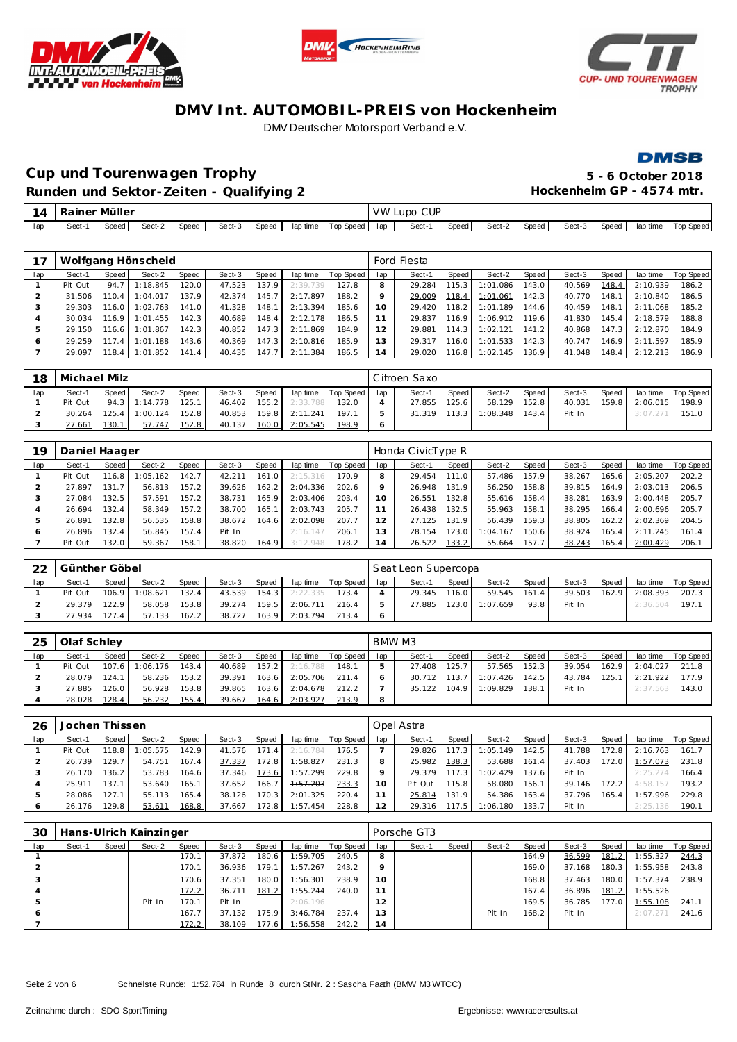# DMV Int. AUTOMOBIL-PREIS von Hockenheim

DMV Deutscher Motorsport Verband e.V.

## Cup und Tourenwagen Trophy

**5 - 6 October 2018**

### Runden und Sektor-Zeiten - Qualifying 2

**Hockenheim GP - 4574 mtr.**

| 14 | Rainer Müller | | | | | | | | VW Lupo CUP | | | | | | | | |
|---|---|---|---|---|---|---|---|---|---|---|---|---|---|---|---|---|---|
| lap | Sect-1 | Speed | Sect-2 | Speed | Sect-3 | Speed | lap time | Top Speed | lap | Sect-1 | Speed | Sect-2 | Speed | Sect-3 | Speed | lap time | Top Speed |

| 17 | Wolfgang Hönscheid | | | | | | | | Ford Fiesta | | | | | | | | |
|---|---|---|---|---|---|---|---|---|---|---|---|---|---|---|---|---|---|
| lap | Sect-1 | Speed | Sect-2 | Speed | Sect-3 | Speed | lap time | Top Speed | lap | Sect-1 | Speed | Sect-2 | Speed | Sect-3 | Speed | lap time | Top Speed |
| 1 | Pit Out | 94.7 | 1:18.845 | 120.0 | 47.523 | 137.9 | 2:39.739 | 127.8 | 8 | 29.284 | 115.3 | 1:01.086 | 143.0 | 40.569 | 148.4 | 2:10.939 | 186.2 |
| 2 | 31.506 | 110.4 | 1:04.017 | 137.9 | 42.374 | 145.7 | 2:17.897 | 188.2 | 9 | 29.009 | 118.4 | 1:01.061 | 142.3 | 40.770 | 148.1 | 2:10.840 | 186.5 |
| 3 | 29.303 | 116.0 | 1:02.763 | 141.0 | 41.328 | 148.1 | 2:13.394 | 185.6 | 10 | 29.420 | 118.2 | 1:01.189 | 144.6 | 40.459 | 148.1 | 2:11.068 | 185.2 |
| 4 | 30.034 | 116.9 | 1:01.455 | 142.3 | 40.689 | 148.4 | 2:12.178 | 186.5 | 11 | 29.837 | 116.9 | 1:06.912 | 119.6 | 41.830 | 145.4 | 2:18.579 | 188.8 |
| 5 | 29.150 | 116.6 | 1:01.867 | 142.3 | 40.852 | 147.3 | 2:11.869 | 184.9 | 12 | 29.881 | 114.3 | 1:02.121 | 141.2 | 40.868 | 147.3 | 2:12.870 | 184.9 |
| 6 | 29.259 | 117.4 | 1:01.188 | 143.6 | 40.369 | 147.3 | 2:10.816 | 185.9 | 13 | 29.317 | 116.0 | 1:01.533 | 142.3 | 40.747 | 146.9 | 2:11.597 | 185.9 |
| 7 | 29.097 | 118.4 | 1:01.852 | 141.4 | 40.435 | 147.7 | 2:11.384 | 186.5 | 14 | 29.020 | 116.8 | 1:02.145 | 136.9 | 41.048 | 148.4 | 2:12.213 | 186.9 |

| 18 | Michael Milz | | | | | | | | Citroen Saxo | | | | | | | | |
|---|---|---|---|---|---|---|---|---|---|---|---|---|---|---|---|---|---|
| lap | Sect-1 | Speed | Sect-2 | Speed | Sect-3 | Speed | lap time | Top Speed | lap | Sect-1 | Speed | Sect-2 | Speed | Sect-3 | Speed | lap time | Top Speed |
| 1 | Pit Out | 94.3 | 1:14.778 | 125.1 | 46.402 | 155.2 | 2:33.788 | 132.0 | 4 | 27.855 | 125.6 | 58.129 | 152.8 | 40.031 | 159.8 | 2:06.015 | 198.9 |
| 2 | 30.264 | 125.4 | 1:00.124 | 152.8 | 40.853 | 159.8 | 2:11.241 | 197.1 | 5 | 31.319 | 113.3 | 1:08.348 | 143.4 | Pit In | | 3:07.271 | 151.0 |
| 3 | 27.661 | 130.1 | 57.747 | 152.8 | 40.137 | 160.0 | 2:05.545 | 198.9 | 6 | | | | | | | | |

| 19 | Daniel Haager | | | | | | | | Honda CivicType R | | | | | | | | |
|---|---|---|---|---|---|---|---|---|---|---|---|---|---|---|---|---|---|
| lap | Sect-1 | Speed | Sect-2 | Speed | Sect-3 | Speed | lap time | Top Speed | lap | Sect-1 | Speed | Sect-2 | Speed | Sect-3 | Speed | lap time | Top Speed |
| 1 | Pit Out | 116.8 | 1:05.162 | 142.7 | 42.211 | 161.0 | 2:15.316 | 170.9 | 8 | 29.454 | 111.0 | 57.486 | 157.9 | 38.267 | 165.6 | 2:05.207 | 202.2 |
| 2 | 27.897 | 131.7 | 56.813 | 157.2 | 39.626 | 162.2 | 2:04.336 | 202.6 | 9 | 26.948 | 131.9 | 56.250 | 158.8 | 39.815 | 164.9 | 2:03.013 | 206.5 |
| 3 | 27.084 | 132.5 | 57.591 | 157.2 | 38.731 | 165.9 | 2:03.406 | 203.4 | 10 | 26.551 | 132.8 | 55.616 | 158.4 | 38.281 | 163.9 | 2:00.448 | 205.7 |
| 4 | 26.694 | 132.4 | 58.349 | 157.2 | 38.700 | 165.1 | 2:03.743 | 205.7 | 11 | 26.438 | 132.5 | 55.963 | 158.1 | 38.295 | 166.4 | 2:00.696 | 205.7 |
| 5 | 26.891 | 132.8 | 56.535 | 158.8 | 38.672 | 164.6 | 2:02.098 | 207.7 | 12 | 27.125 | 131.9 | 56.439 | 159.3 | 38.805 | 162.2 | 2:02.369 | 204.5 |
| 6 | 26.896 | 132.4 | 56.845 | 157.4 | Pit In | | 2:16.147 | 206.1 | 13 | 28.154 | 123.0 | 1:04.167 | 150.6 | 38.924 | 165.4 | 2:11.245 | 161.4 |
| 7 | Pit Out | 132.0 | 59.367 | 158.1 | 38.820 | 164.9 | 3:12.948 | 178.2 | 14 | 26.522 | 133.2 | 55.664 | 157.7 | 38.243 | 165.4 | 2:00.429 | 206.1 |

| 22 | Günther Göbel | | | | | | | | Seat Leon Supercopa | | | | | | | | |
|---|---|---|---|---|---|---|---|---|---|---|---|---|---|---|---|---|---|
| lap | Sect-1 | Speed | Sect-2 | Speed | Sect-3 | Speed | lap time | Top Speed | lap | Sect-1 | Speed | Sect-2 | Speed | Sect-3 | Speed | lap time | Top Speed |
| 1 | Pit Out | 106.9 | 1:08.621 | 132.4 | 43.539 | 154.3 | 2:22.335 | 173.4 | 4 | 29.345 | 116.0 | 59.545 | 161.4 | 39.503 | 162.9 | 2:08.393 | 207.3 |
| 2 | 29.379 | 122.9 | 58.058 | 153.8 | 39.274 | 159.5 | 2:06.711 | 216.4 | 5 | 27.885 | 123.0 | 1:07.659 | 93.8 | Pit In | | 2:36.504 | 197.1 |
| 3 | 27.934 | 127.4 | 57.133 | 162.2 | 38.727 | 163.9 | 2:03.794 | 213.4 | 6 | | | | | | | | |

| 25 | Olaf Schley | | | | | | | | BMW M3 | | | | | | | | |
|---|---|---|---|---|---|---|---|---|---|---|---|---|---|---|---|---|---|
| lap | Sect-1 | Speed | Sect-2 | Speed | Sect-3 | Speed | lap time | Top Speed | lap | Sect-1 | Speed | Sect-2 | Speed | Sect-3 | Speed | lap time | Top Speed |
| 1 | Pit Out | 107.6 | 1:06.176 | 143.4 | 40.689 | 157.2 | 2:16.788 | 148.1 | 5 | 27.408 | 125.7 | 57.565 | 152.3 | 39.054 | 162.9 | 2:04.027 | 211.8 |
| 2 | 28.079 | 124.1 | 58.236 | 153.2 | 39.391 | 163.6 | 2:05.706 | 211.4 | 6 | 30.712 | 113.7 | 1:07.426 | 142.5 | 43.784 | 125.1 | 2:21.922 | 177.9 |
| 3 | 27.885 | 126.0 | 56.928 | 153.8 | 39.865 | 163.6 | 2:04.678 | 212.2 | 7 | 35.122 | 104.9 | 1:09.829 | 138.1 | Pit In | | 2:37.563 | 143.0 |
| 4 | 28.028 | 128.4 | 56.232 | 155.4 | 39.667 | 164.6 | 2:03.927 | 213.9 | 8 | | | | | | | | |

| 26 | Jochen Thissen | | | | | | | | Opel Astra | | | | | | | | |
|---|---|---|---|---|---|---|---|---|---|---|---|---|---|---|---|---|---|
| lap | Sect-1 | Speed | Sect-2 | Speed | Sect-3 | Speed | lap time | Top Speed | lap | Sect-1 | Speed | Sect-2 | Speed | Sect-3 | Speed | lap time | Top Speed |
| 1 | Pit Out | 118.8 | 1:05.575 | 142.9 | 41.576 | 171.4 | 2:16.784 | 176.5 | 7 | 29.826 | 117.3 | 1:05.149 | 142.5 | 41.788 | 172.8 | 2:16.763 | 161.7 |
| 2 | 26.739 | 129.7 | 54.751 | 167.4 | 37.337 | 172.8 | 1:58.827 | 231.3 | 8 | 25.982 | 138.3 | 53.688 | 161.4 | 37.403 | 172.0 | 1:57.073 | 231.8 |
| 3 | 26.170 | 136.2 | 53.783 | 164.6 | 37.346 | 173.6 | 1:57.299 | 229.8 | 9 | 29.379 | 117.3 | 1:02.429 | 137.6 | Pit In | | 2:25.274 | 166.4 |
| 4 | 25.911 | 137.1 | 53.640 | 165.1 | 37.652 | 166.7 | 1:57.203 | 233.3 | 10 | Pit Out | 115.8 | 58.080 | 156.1 | 39.146 | 172.2 | 4:58.157 | 193.2 |
| 5 | 28.086 | 127.1 | 55.113 | 165.4 | 38.126 | 170.3 | 2:01.325 | 220.4 | 11 | 25.814 | 131.9 | 54.386 | 163.4 | 37.796 | 165.4 | 1:57.996 | 229.8 |
| 6 | 26.176 | 129.8 | 53.611 | 168.8 | 37.667 | 172.8 | 1:57.454 | 228.8 | 12 | 29.316 | 117.5 | 1:06.180 | 133.7 | Pit In | | 2:25.136 | 190.1 |

| 30 | Hans-Ulrich Kainzinger | | | | | | | | Porsche GT3 | | | | | | | | |
|---|---|---|---|---|---|---|---|---|---|---|---|---|---|---|---|---|---|
| lap | Sect-1 | Speed | Sect-2 | Speed | Sect-3 | Speed | lap time | Top Speed | lap | Sect-1 | Speed | Sect-2 | Speed | Sect-3 | Speed | lap time | Top Speed |
| 1 | | | | 170.1 | 37.872 | 180.6 | 1:59.705 | 240.5 | 8 | | | | 164.9 | 36.599 | 181.2 | 1:55.327 | 244.3 |
| 2 | | | | 170.1 | 36.936 | 179.1 | 1:57.267 | 243.2 | 9 | | | | 169.0 | 37.168 | 180.3 | 1:55.958 | 243.8 |
| 3 | | | | 170.6 | 37.351 | 180.0 | 1:56.301 | 238.9 | 10 | | | | 168.8 | 37.463 | 180.0 | 1:57.374 | 238.9 |
| 4 | | | | 172.2 | 36.711 | 181.2 | 1:55.244 | 240.0 | 11 | | | | 167.4 | 36.896 | 181.2 | 1:55.526 | |
| 5 | | | Pit In | 170.1 | Pit In | | 2:06.196 | | 12 | | | | 169.5 | 36.785 | 177.0 | 1:55.108 | 241.1 |
| 6 | | | | 167.7 | 37.132 | 175.9 | 3:46.784 | 237.4 | 13 | | | Pit In | 168.2 | Pit In | | 2:07.271 | 241.6 |
| 7 | | | | 172.2 | 38.109 | 177.6 | 1:56.558 | 242.2 | 14 | | | | | | | | |

Schnellste Runde: 1:52.784 in Runde 8 durch StNr. 2 : Sascha Faath (BMW M3 WTCC)

Zeitnahme durch : SDO SportTiming

Ergebnisse: www.raceresults.at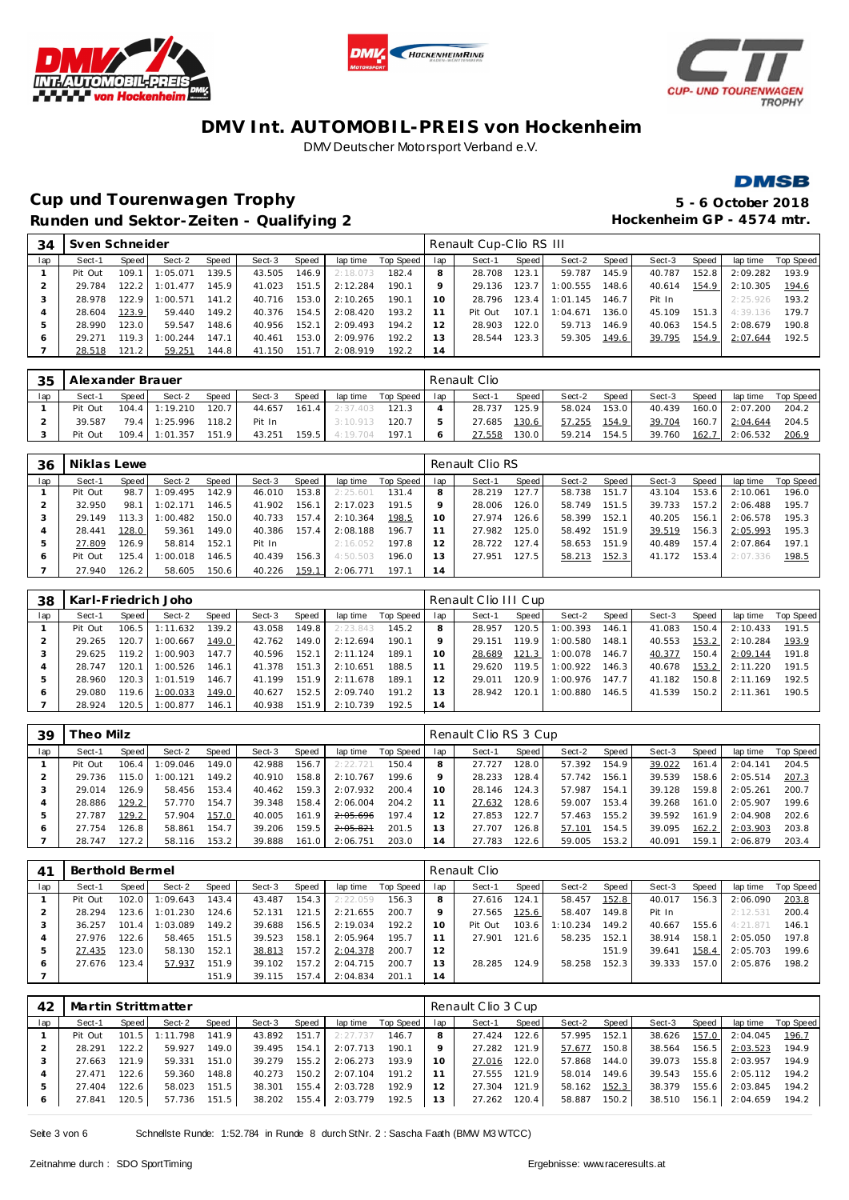# DMV Int. AUTOMOBIL-PREIS von Hockenheim

DMV Deutscher Motorsport Verband e.V.

## Cup und Tourenwagen Trophy

**Runden und Sektor-Zeiten - Qualifying 2**

**5 - 6 October 2018**
**Hockenheim GP - 4574 mtr.**

### 34 Sven Schneider — Renault Cup-Clio RS III

| lap | Sect-1 | Speed | Sect-2 | Speed | Sect-3 | Speed | lap time | Top Speed | lap | Sect-1 | Speed | Sect-2 | Speed | Sect-3 | Speed | lap time | Top Speed |
|---|---|---|---|---|---|---|---|---|---|---|---|---|---|---|---|---|---|
| 1 | Pit Out | 109.1 | 1:05.071 | 139.5 | 43.505 | 146.9 | 2:18.073 | 182.4 | 8 | 28.708 | 123.1 | 59.787 | 145.9 | 40.787 | 152.8 | 2:09.282 | 193.9 |
| 2 | 29.784 | 122.2 | 1:01.477 | 145.9 | 41.023 | 151.5 | 2:12.284 | 190.1 | 9 | 29.136 | 123.7 | 1:00.555 | 148.6 | 40.614 | 154.9 | 2:10.305 | 194.6 |
| 3 | 28.978 | 122.9 | 1:00.571 | 141.2 | 40.716 | 153.0 | 2:10.265 | 190.1 | 10 | 28.796 | 123.4 | 1:01.145 | 146.7 | Pit In | | 2:25.926 | 193.2 |
| 4 | 28.604 | 123.9 | 59.440 | 149.2 | 40.376 | 154.5 | 2:08.420 | 193.2 | 11 | Pit Out | 107.1 | 1:04.671 | 136.0 | 45.109 | 151.3 | 4:39.136 | 179.7 |
| 5 | 28.990 | 123.0 | 59.547 | 148.6 | 40.956 | 152.1 | 2:09.493 | 194.2 | 12 | 28.903 | 122.0 | 59.713 | 146.9 | 40.063 | 154.5 | 2:08.679 | 190.8 |
| 6 | 29.271 | 119.3 | 1:00.245 | 147.1 | 40.461 | 153.0 | 2:09.976 | 192.2 | 13 | 28.544 | 123.3 | 59.305 | 149.6 | 39.795 | 154.9 | 2:07.644 | 192.5 |
| 7 | 28.518 | 121.2 | 59.251 | 144.8 | 41.150 | 151.7 | 2:08.919 | 192.2 | 14 | | | | | | | | |

### 35 Alexander Brauer — Renault Clio

| lap | Sect-1 | Speed | Sect-2 | Speed | Sect-3 | Speed | lap time | Top Speed | lap | Sect-1 | Speed | Sect-2 | Speed | Sect-3 | Speed | lap time | Top Speed |
|---|---|---|---|---|---|---|---|---|---|---|---|---|---|---|---|---|---|
| 1 | Pit Out | 104.4 | 1:19.210 | 120.7 | 44.657 | 161.4 | 2:37.403 | 121.3 | 4 | 28.737 | 125.9 | 58.024 | 153.0 | 40.439 | 160.0 | 2:07.200 | 204.2 |
| 2 | 39.587 | 79.4 | 1:25.996 | 118.2 | Pit In | | 3:10.913 | 120.7 | 5 | 27.685 | 130.6 | 57.255 | 154.9 | 39.704 | 160.7 | 2:04.644 | 204.5 |
| 3 | Pit Out | 109.4 | 1:01.357 | 151.9 | 43.251 | 159.5 | 4:19.704 | 197.1 | 6 | 27.558 | 130.0 | 59.214 | 154.5 | 39.760 | 162.7 | 2:06.532 | 206.9 |

### 36 Niklas Lewe — Renault Clio RS

| lap | Sect-1 | Speed | Sect-2 | Speed | Sect-3 | Speed | lap time | Top Speed | lap | Sect-1 | Speed | Sect-2 | Speed | Sect-3 | Speed | lap time | Top Speed |
|---|---|---|---|---|---|---|---|---|---|---|---|---|---|---|---|---|---|
| 1 | Pit Out | 98.7 | 1:09.495 | 142.9 | 46.010 | 153.8 | 2:25.601 | 131.4 | 8 | 28.219 | 127.7 | 58.738 | 151.7 | 43.104 | 153.6 | 2:10.061 | 196.0 |
| 2 | 32.950 | 98.1 | 1:02.171 | 146.5 | 41.902 | 156.1 | 2:17.023 | 191.5 | 9 | 28.006 | 126.0 | 58.749 | 151.5 | 39.733 | 157.2 | 2:06.488 | 195.7 |
| 3 | 29.149 | 113.3 | 1:00.482 | 150.0 | 40.733 | 157.4 | 2:10.364 | 198.5 | 10 | 27.974 | 126.6 | 58.399 | 152.1 | 40.205 | 156.1 | 2:06.578 | 195.3 |
| 4 | 28.441 | 128.0 | 59.361 | 149.0 | 40.386 | 157.4 | 2:08.188 | 196.7 | 11 | 27.982 | 125.0 | 58.492 | 151.9 | 39.519 | 156.3 | 2:05.993 | 195.3 |
| 5 | 27.809 | 126.9 | 58.814 | 152.1 | Pit In | | 2:16.052 | 197.8 | 12 | 28.722 | 127.4 | 58.653 | 151.9 | 40.489 | 157.4 | 2:07.864 | 197.1 |
| 6 | Pit Out | 125.4 | 1:00.018 | 146.5 | 40.439 | 156.3 | 4:50.503 | 196.0 | 13 | 27.951 | 127.5 | 58.213 | 152.3 | 41.172 | 153.4 | 2:07.336 | 198.5 |
| 7 | 27.940 | 126.2 | 58.605 | 150.6 | 40.226 | 159.1 | 2:06.771 | 197.1 | 14 | | | | | | | | |

### 38 Karl-Friedrich Joho — Renault Clio III Cup

| lap | Sect-1 | Speed | Sect-2 | Speed | Sect-3 | Speed | lap time | Top Speed | lap | Sect-1 | Speed | Sect-2 | Speed | Sect-3 | Speed | lap time | Top Speed |
|---|---|---|---|---|---|---|---|---|---|---|---|---|---|---|---|---|---|
| 1 | Pit Out | 106.5 | 1:11.632 | 139.2 | 43.058 | 149.8 | 2:23.843 | 145.2 | 8 | 28.957 | 120.5 | 1:00.393 | 146.1 | 41.083 | 150.4 | 2:10.433 | 191.5 |
| 2 | 29.265 | 120.7 | 1:00.667 | 149.0 | 42.762 | 149.0 | 2:12.694 | 190.1 | 9 | 29.151 | 119.9 | 1:00.580 | 148.1 | 40.553 | 153.2 | 2:10.284 | 193.9 |
| 3 | 29.625 | 119.2 | 1:00.903 | 147.7 | 40.596 | 152.1 | 2:11.124 | 189.1 | 10 | 28.689 | 121.3 | 1:00.078 | 146.7 | 40.377 | 150.4 | 2:09.144 | 191.8 |
| 4 | 28.747 | 120.1 | 1:00.526 | 146.1 | 41.378 | 151.3 | 2:10.651 | 188.5 | 11 | 29.620 | 119.5 | 1:00.922 | 146.3 | 40.678 | 153.2 | 2:11.220 | 191.5 |
| 5 | 28.960 | 120.3 | 1:01.519 | 146.7 | 41.199 | 151.9 | 2:11.678 | 189.1 | 12 | 29.011 | 120.9 | 1:00.976 | 147.7 | 41.182 | 150.8 | 2:11.169 | 192.5 |
| 6 | 29.080 | 119.6 | 1:00.033 | 149.0 | 40.627 | 152.5 | 2:09.740 | 191.2 | 13 | 28.942 | 120.1 | 1:00.880 | 146.5 | 41.539 | 150.2 | 2:11.361 | 190.5 |
| 7 | 28.924 | 120.5 | 1:00.877 | 146.1 | 40.938 | 151.9 | 2:10.739 | 192.5 | 14 | | | | | | | | |

### 39 Theo Milz — Renault Clio RS 3 Cup

| lap | Sect-1 | Speed | Sect-2 | Speed | Sect-3 | Speed | lap time | Top Speed | lap | Sect-1 | Speed | Sect-2 | Speed | Sect-3 | Speed | lap time | Top Speed |
|---|---|---|---|---|---|---|---|---|---|---|---|---|---|---|---|---|---|
| 1 | Pit Out | 106.4 | 1:09.046 | 149.0 | 42.988 | 156.7 | 2:22.721 | 150.4 | 8 | 27.727 | 128.0 | 57.392 | 154.9 | 39.022 | 161.4 | 2:04.141 | 204.5 |
| 2 | 29.736 | 115.0 | 1:00.121 | 149.2 | 40.910 | 158.8 | 2:10.767 | 199.6 | 9 | 28.233 | 128.4 | 57.742 | 156.1 | 39.539 | 158.6 | 2:05.514 | 207.3 |
| 3 | 29.014 | 126.9 | 58.456 | 153.4 | 40.462 | 159.3 | 2:07.932 | 200.4 | 10 | 28.146 | 124.3 | 57.987 | 154.1 | 39.128 | 159.8 | 2:05.261 | 200.7 |
| 4 | 28.886 | 129.2 | 57.770 | 154.7 | 39.348 | 158.4 | 2:06.004 | 204.2 | 11 | 27.632 | 128.6 | 59.007 | 153.4 | 39.268 | 161.0 | 2:05.907 | 199.6 |
| 5 | 27.787 | 129.2 | 57.904 | 157.0 | 40.005 | 161.9 | ~~2:05.696~~ | 197.4 | 12 | 27.853 | 122.7 | 57.463 | 155.2 | 39.592 | 161.9 | 2:04.908 | 202.6 |
| 6 | 27.754 | 126.8 | 58.861 | 154.7 | 39.206 | 159.5 | ~~2:05.821~~ | 201.5 | 13 | 27.707 | 126.8 | 57.101 | 154.5 | 39.095 | 162.2 | 2:03.903 | 203.8 |
| 7 | 28.747 | 127.2 | 58.116 | 153.2 | 39.888 | 161.0 | 2:06.751 | 203.0 | 14 | 27.783 | 122.6 | 59.005 | 153.2 | 40.091 | 159.1 | 2:06.879 | 203.4 |

### 41 Berthold Bermel — Renault Clio

| lap | Sect-1 | Speed | Sect-2 | Speed | Sect-3 | Speed | lap time | Top Speed | lap | Sect-1 | Speed | Sect-2 | Speed | Sect-3 | Speed | lap time | Top Speed |
|---|---|---|---|---|---|---|---|---|---|---|---|---|---|---|---|---|---|
| 1 | Pit Out | 102.0 | 1:09.643 | 143.4 | 43.487 | 154.3 | 2:22.059 | 156.3 | 8 | 27.616 | 124.1 | 58.457 | 152.8 | 40.017 | 156.3 | 2:06.090 | 203.8 |
| 2 | 28.294 | 123.6 | 1:01.230 | 124.6 | 52.131 | 121.5 | 2:21.655 | 200.7 | 9 | 27.565 | 125.6 | 58.407 | 149.8 | Pit In | | 2:12.531 | 200.4 |
| 3 | 36.257 | 101.4 | 1:03.089 | 149.2 | 39.688 | 156.5 | 2:19.034 | 192.2 | 10 | Pit Out | 103.6 | 1:10.234 | 149.2 | 40.667 | 155.6 | 4:21.871 | 146.1 |
| 4 | 27.976 | 122.6 | 58.465 | 151.5 | 39.523 | 158.1 | 2:05.964 | 195.7 | 11 | 27.901 | 121.6 | 58.235 | 152.1 | 38.914 | 158.1 | 2:05.050 | 197.8 |
| 5 | 27.435 | 123.0 | 58.130 | 152.1 | 38.813 | 157.2 | 2:04.378 | 200.7 | 12 | | | | 151.9 | 39.641 | 158.4 | 2:05.703 | 199.6 |
| 6 | 27.676 | 123.4 | 57.937 | 151.9 | 39.102 | 157.2 | 2:04.715 | 200.7 | 13 | 28.285 | 124.9 | 58.258 | 152.3 | 39.333 | 157.0 | 2:05.876 | 198.2 |
| 7 | | | | 151.9 | 39.115 | 157.4 | 2:04.834 | 201.1 | 14 | | | | | | | | |

### 42 Martin Strittmatter — Renault Clio 3 Cup

| lap | Sect-1 | Speed | Sect-2 | Speed | Sect-3 | Speed | lap time | Top Speed | lap | Sect-1 | Speed | Sect-2 | Speed | Sect-3 | Speed | lap time | Top Speed |
|---|---|---|---|---|---|---|---|---|---|---|---|---|---|---|---|---|---|
| 1 | Pit Out | 101.5 | 1:11.798 | 141.9 | 43.892 | 151.7 | 2:27.737 | 146.7 | 8 | 27.424 | 122.6 | 57.995 | 152.1 | 38.626 | 157.0 | 2:04.045 | 196.7 |
| 2 | 28.291 | 122.2 | 59.927 | 149.0 | 39.495 | 154.1 | 2:07.713 | 190.1 | 9 | 27.282 | 121.9 | 57.677 | 150.8 | 38.564 | 156.5 | 2:03.523 | 194.9 |
| 3 | 27.663 | 121.9 | 59.331 | 151.0 | 39.279 | 155.2 | 2:06.273 | 193.9 | 10 | 27.016 | 122.0 | 57.868 | 144.0 | 39.073 | 155.8 | 2:03.957 | 194.9 |
| 4 | 27.471 | 122.6 | 59.360 | 148.8 | 40.273 | 150.2 | 2:07.104 | 191.2 | 11 | 27.555 | 121.9 | 58.014 | 149.6 | 39.543 | 155.6 | 2:05.112 | 194.2 |
| 5 | 27.404 | 122.6 | 58.023 | 151.5 | 38.301 | 155.4 | 2:03.728 | 192.9 | 12 | 27.304 | 121.9 | 58.162 | 152.3 | 38.379 | 155.6 | 2:03.845 | 194.2 |
| 6 | 27.841 | 120.5 | 57.736 | 151.5 | 38.202 | 155.4 | 2:03.779 | 192.5 | 13 | 27.262 | 120.4 | 58.887 | 150.2 | 38.510 | 156.1 | 2:04.659 | 194.2 |

Schnellste Runde: 1:52.784 in Runde 8 durch StNr. 2 : Sascha Faath (BMW M3 WTCC)

Zeitnahme durch : SDO SportTiming

Ergebnisse: www.raceresults.at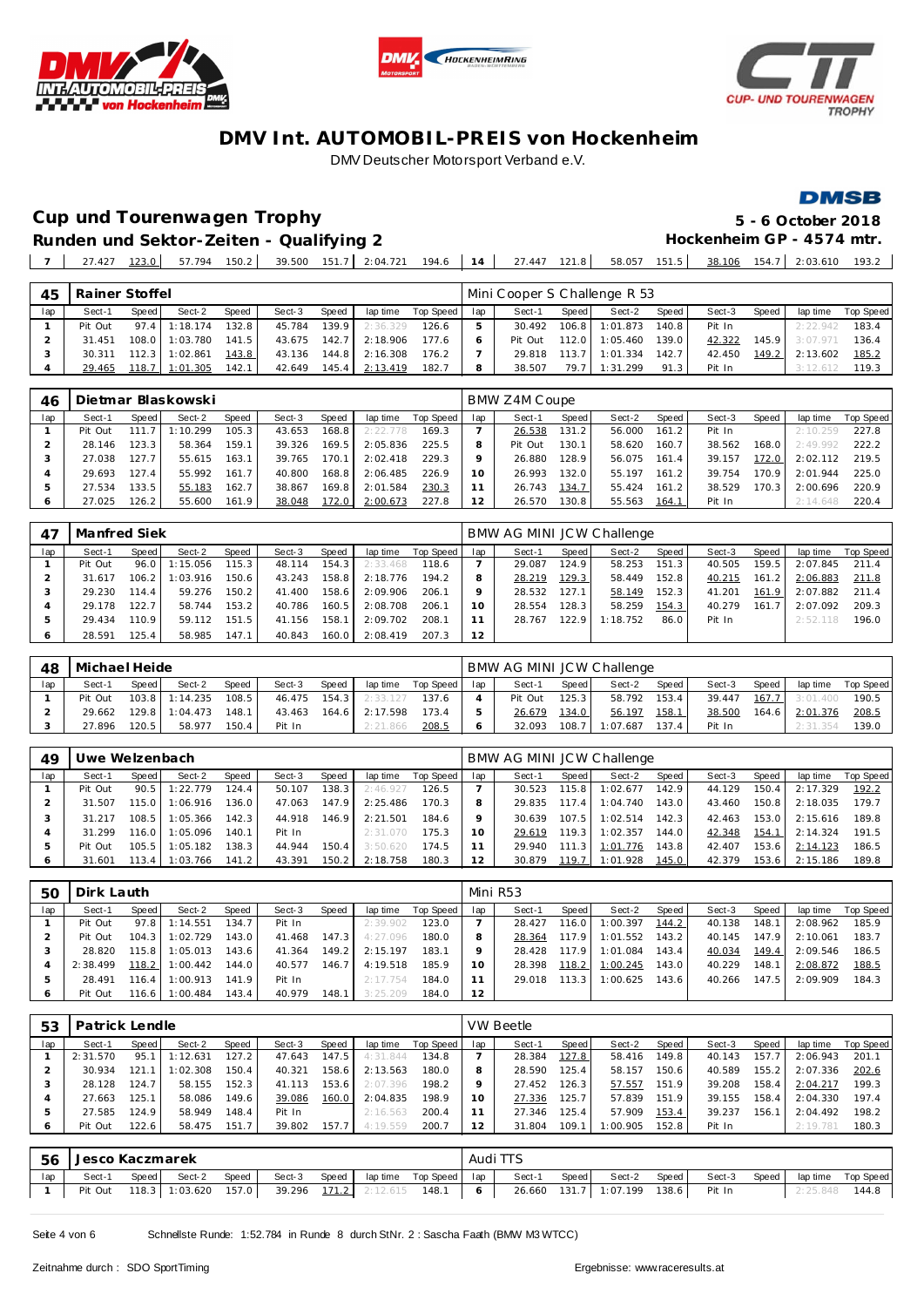# DMV Int. AUTOMOBIL-PREIS von Hockenheim

DMV Deutscher Motorsport Verband e.V.

## Cup und Tourenwagen Trophy

**5 - 6 October 2018**

### Runden und Sektor-Zeiten - Qualifying 2

**Hockenheim GP - 4574 mtr.**

| 7 | 27.427 | 123.0 | 57.794 | 150.2 | 39.500 | 151.7 | 2:04.721 | 194.6 | 14 | 27.447 | 121.8 | 58.057 | 151.5 | 38.106 | 154.7 | 2:03.610 | 193.2 |
|---|---|---|---|---|---|---|---|---|---|---|---|---|---|---|---|---|---|

**45 Rainer Stoffel** — Mini Cooper S Challenge R 53

| lap | Sect-1 | Speed | Sect-2 | Speed | Sect-3 | Speed | lap time | Top Speed | lap | Sect-1 | Speed | Sect-2 | Speed | Sect-3 | Speed | lap time | Top Speed |
|---|---|---|---|---|---|---|---|---|---|---|---|---|---|---|---|---|---|
| 1 | Pit Out | 97.4 | 1:18.174 | 132.8 | 45.784 | 139.9 | 2:36.329 | 126.6 | 5 | 30.492 | 106.8 | 1:01.873 | 140.8 | Pit In | | 2:22.942 | 183.4 |
| 2 | 31.451 | 108.0 | 1:03.780 | 141.5 | 43.675 | 142.7 | 2:18.906 | 177.6 | 6 | Pit Out | 112.0 | 1:05.460 | 139.0 | 42.322 | 145.9 | 3:07.971 | 136.4 |
| 3 | 30.311 | 112.3 | 1:02.861 | 143.8 | 43.136 | 144.8 | 2:16.308 | 176.2 | 7 | 29.818 | 113.7 | 1:01.334 | 142.7 | 42.450 | 149.2 | 2:13.602 | 185.2 |
| 4 | 29.465 | 118.7 | 1:01.305 | 142.1 | 42.649 | 145.4 | 2:13.419 | 182.7 | 8 | 38.507 | 79.7 | 1:31.299 | 91.3 | Pit In | | 3:12.612 | 119.3 |

**46 Dietmar Blaskowski** — BMW Z4M Coupe

| lap | Sect-1 | Speed | Sect-2 | Speed | Sect-3 | Speed | lap time | Top Speed | lap | Sect-1 | Speed | Sect-2 | Speed | Sect-3 | Speed | lap time | Top Speed |
|---|---|---|---|---|---|---|---|---|---|---|---|---|---|---|---|---|---|
| 1 | Pit Out | 111.7 | 1:10.299 | 105.3 | 43.653 | 168.8 | 2:22.778 | 169.3 | 7 | 26.538 | 131.2 | 56.000 | 161.2 | Pit In | | 2:10.259 | 227.8 |
| 2 | 28.146 | 123.3 | 58.364 | 159.1 | 39.326 | 169.5 | 2:05.836 | 225.5 | 8 | Pit Out | 130.1 | 58.620 | 160.7 | 38.562 | 168.0 | 2:49.992 | 222.2 |
| 3 | 27.038 | 127.7 | 55.615 | 163.1 | 39.765 | 170.1 | 2:02.418 | 229.3 | 9 | 26.880 | 128.9 | 56.075 | 161.4 | 39.157 | 172.0 | 2:02.112 | 219.5 |
| 4 | 29.693 | 127.4 | 55.992 | 161.7 | 40.800 | 168.8 | 2:06.485 | 226.9 | 10 | 26.993 | 132.0 | 55.197 | 161.2 | 39.754 | 170.9 | 2:01.944 | 225.0 |
| 5 | 27.534 | 133.5 | 55.183 | 162.7 | 38.867 | 169.8 | 2:01.584 | 230.3 | 11 | 26.743 | 134.7 | 55.424 | 161.2 | 38.529 | 170.3 | 2:00.696 | 220.9 |
| 6 | 27.025 | 126.2 | 55.600 | 161.9 | 38.048 | 172.0 | 2:00.673 | 227.8 | 12 | 26.570 | 130.8 | 55.563 | 164.1 | Pit In | | 2:14.648 | 220.4 |

**47 Manfred Siek** — BMW AG MINI JCW Challenge

| lap | Sect-1 | Speed | Sect-2 | Speed | Sect-3 | Speed | lap time | Top Speed | lap | Sect-1 | Speed | Sect-2 | Speed | Sect-3 | Speed | lap time | Top Speed |
|---|---|---|---|---|---|---|---|---|---|---|---|---|---|---|---|---|---|
| 1 | Pit Out | 96.0 | 1:15.056 | 115.3 | 48.114 | 154.3 | 2:33.468 | 118.6 | 7 | 29.087 | 124.9 | 58.253 | 151.3 | 40.505 | 159.5 | 2:07.845 | 211.4 |
| 2 | 31.617 | 106.2 | 1:03.916 | 150.6 | 43.243 | 158.8 | 2:18.776 | 194.2 | 8 | 28.219 | 129.3 | 58.449 | 152.8 | 40.215 | 161.2 | 2:06.883 | 211.8 |
| 3 | 29.230 | 114.4 | 59.276 | 150.2 | 41.400 | 158.6 | 2:09.906 | 206.1 | 9 | 28.532 | 127.1 | 58.149 | 152.3 | 41.201 | 161.9 | 2:07.882 | 211.4 |
| 4 | 29.178 | 122.7 | 58.744 | 153.2 | 40.786 | 160.5 | 2:08.708 | 206.1 | 10 | 28.554 | 128.3 | 58.259 | 154.3 | 40.279 | 161.7 | 2:07.092 | 209.3 |
| 5 | 29.434 | 110.9 | 59.112 | 151.5 | 41.156 | 158.1 | 2:09.702 | 208.1 | 11 | 28.767 | 122.9 | 1:18.752 | 86.0 | Pit In | | 2:52.118 | 196.0 |
| 6 | 28.591 | 125.4 | 58.985 | 147.1 | 40.843 | 160.0 | 2:08.419 | 207.3 | 12 | | | | | | | | |

**48 Michael Heide** — BMW AG MINI JCW Challenge

| lap | Sect-1 | Speed | Sect-2 | Speed | Sect-3 | Speed | lap time | Top Speed | lap | Sect-1 | Speed | Sect-2 | Speed | Sect-3 | Speed | lap time | Top Speed |
|---|---|---|---|---|---|---|---|---|---|---|---|---|---|---|---|---|---|
| 1 | Pit Out | 103.8 | 1:14.235 | 108.5 | 46.475 | 154.3 | 2:33.127 | 137.6 | 4 | Pit Out | 125.3 | 58.792 | 153.4 | 39.447 | 167.7 | 3:01.400 | 190.5 |
| 2 | 29.662 | 129.8 | 1:04.473 | 148.1 | 43.463 | 164.6 | 2:17.598 | 173.4 | 5 | 26.679 | 134.0 | 56.197 | 158.1 | 38.500 | 164.6 | 2:01.376 | 208.5 |
| 3 | 27.896 | 120.5 | 58.977 | 150.4 | Pit In | | 2:21.866 | 208.5 | 6 | 32.093 | 108.7 | 1:07.687 | 137.4 | Pit In | | 2:31.354 | 139.0 |

**49 Uwe Welzenbach** — BMW AG MINI JCW Challenge

| lap | Sect-1 | Speed | Sect-2 | Speed | Sect-3 | Speed | lap time | Top Speed | lap | Sect-1 | Speed | Sect-2 | Speed | Sect-3 | Speed | lap time | Top Speed |
|---|---|---|---|---|---|---|---|---|---|---|---|---|---|---|---|---|---|
| 1 | Pit Out | 90.5 | 1:22.779 | 124.4 | 50.107 | 138.3 | 2:46.927 | 126.5 | 7 | 30.523 | 115.8 | 1:02.677 | 142.9 | 44.129 | 150.4 | 2:17.329 | 192.2 |
| 2 | 31.507 | 115.0 | 1:06.916 | 136.0 | 47.063 | 147.9 | 2:25.486 | 170.3 | 8 | 29.835 | 117.4 | 1:04.740 | 143.0 | 43.460 | 150.8 | 2:18.035 | 179.7 |
| 3 | 31.217 | 108.5 | 1:05.366 | 142.3 | 44.918 | 146.9 | 2:21.501 | 184.6 | 9 | 30.639 | 107.5 | 1:02.514 | 142.3 | 42.463 | 153.0 | 2:15.616 | 189.8 |
| 4 | 31.299 | 116.0 | 1:05.096 | 140.1 | Pit In | | 2:31.070 | 175.3 | 10 | 29.619 | 119.3 | 1:02.357 | 144.0 | 42.348 | 154.1 | 2:14.324 | 191.5 |
| 5 | Pit Out | 105.5 | 1:05.182 | 138.3 | 44.944 | 150.4 | 3:50.620 | 174.5 | 11 | 29.940 | 111.3 | 1:01.776 | 143.8 | 42.407 | 153.6 | 2:14.123 | 186.5 |
| 6 | 31.601 | 113.4 | 1:03.766 | 141.2 | 43.391 | 150.2 | 2:18.758 | 180.3 | 12 | 30.879 | 119.7 | 1:01.928 | 145.0 | 42.379 | 153.6 | 2:15.186 | 189.8 |

**50 Dirk Lauth** — Mini R53

| lap | Sect-1 | Speed | Sect-2 | Speed | Sect-3 | Speed | lap time | Top Speed | lap | Sect-1 | Speed | Sect-2 | Speed | Sect-3 | Speed | lap time | Top Speed |
|---|---|---|---|---|---|---|---|---|---|---|---|---|---|---|---|---|---|
| 1 | Pit Out | 97.8 | 1:14.551 | 134.7 | Pit In | | 2:39.902 | 123.0 | 7 | 28.427 | 116.0 | 1:00.397 | 144.2 | 40.138 | 148.1 | 2:08.962 | 185.9 |
| 2 | Pit Out | 104.3 | 1:12.279 | 143.0 | 41.468 | 147.3 | 4:27.096 | 180.0 | 8 | 28.364 | 117.9 | 1:01.552 | 143.2 | 40.145 | 147.9 | 2:10.061 | 183.7 |
| 3 | 28.820 | 115.8 | 1:05.013 | 143.6 | 41.364 | 149.2 | 2:15.197 | 183.1 | 9 | 28.428 | 117.9 | 1:01.084 | 143.4 | 40.034 | 149.4 | 2:09.546 | 186.5 |
| 4 | 2:38.499 | 118.2 | 1:00.442 | 144.0 | 40.577 | 146.7 | 4:19.518 | 185.9 | 10 | 28.398 | 118.2 | 1:00.245 | 143.0 | 40.229 | 148.1 | 2:08.872 | 188.5 |
| 5 | 28.491 | 116.4 | 1:00.913 | 141.9 | Pit In | | 2:17.754 | 184.0 | 11 | 29.018 | 113.3 | 1:00.625 | 143.6 | 40.266 | 147.5 | 2:09.909 | 184.3 |
| 6 | Pit Out | 116.6 | 1:00.484 | 143.4 | 40.979 | 148.1 | 3:25.209 | 184.0 | 12 | | | | | | | | |

**53 Patrick Lendle** — VW Beetle

| lap | Sect-1 | Speed | Sect-2 | Speed | Sect-3 | Speed | lap time | Top Speed | lap | Sect-1 | Speed | Sect-2 | Speed | Sect-3 | Speed | lap time | Top Speed |
|---|---|---|---|---|---|---|---|---|---|---|---|---|---|---|---|---|---|
| 1 | 2:31.570 | 95.1 | 1:12.631 | 127.2 | 47.643 | 147.5 | 4:31.844 | 134.8 | 7 | 28.384 | 127.8 | 58.416 | 149.8 | 40.143 | 157.7 | 2:06.943 | 201.1 |
| 2 | 30.934 | 121.1 | 1:02.308 | 150.4 | 40.321 | 158.6 | 2:13.563 | 180.0 | 8 | 28.590 | 125.4 | 58.157 | 150.6 | 40.589 | 155.2 | 2:07.336 | 202.6 |
| 3 | 28.128 | 124.7 | 58.155 | 152.3 | 41.113 | 153.6 | 2:07.396 | 198.2 | 9 | 27.452 | 126.3 | 57.557 | 151.9 | 39.208 | 158.4 | 2:04.217 | 199.3 |
| 4 | 27.663 | 125.1 | 58.086 | 149.6 | 39.086 | 160.0 | 2:04.835 | 198.9 | 10 | 27.336 | 125.7 | 57.839 | 151.9 | 39.155 | 158.4 | 2:04.330 | 197.4 |
| 5 | 27.585 | 124.9 | 58.949 | 148.4 | Pit In | | 2:16.563 | 200.4 | 11 | 27.346 | 125.4 | 57.909 | 153.4 | 39.237 | 156.1 | 2:04.492 | 198.2 |
| 6 | Pit Out | 122.6 | 58.475 | 151.7 | 39.802 | 157.7 | 4:19.559 | 200.7 | 12 | 31.804 | 109.1 | 1:00.905 | 152.8 | Pit In | | 2:19.781 | 180.3 |

**56 Jesco Kaczmarek** — Audi TTS

| lap | Sect-1 | Speed | Sect-2 | Speed | Sect-3 | Speed | lap time | Top Speed | lap | Sect-1 | Speed | Sect-2 | Speed | Sect-3 | Speed | lap time | Top Speed |
|---|---|---|---|---|---|---|---|---|---|---|---|---|---|---|---|---|---|
| 1 | Pit Out | 118.3 | 1:03.620 | 157.0 | 39.296 | 171.2 | 2:12.615 | 148.1 | 6 | 26.660 | 131.7 | 1:07.199 | 138.6 | Pit In | | 2:25.848 | 144.8 |

Schnellste Runde: 1:52.784 in Runde 8 durch StNr. 2 : Sascha Faath (BMW M3 WTCC)

Zeitnahme durch : SDO SportTiming

Ergebnisse: www.raceresults.at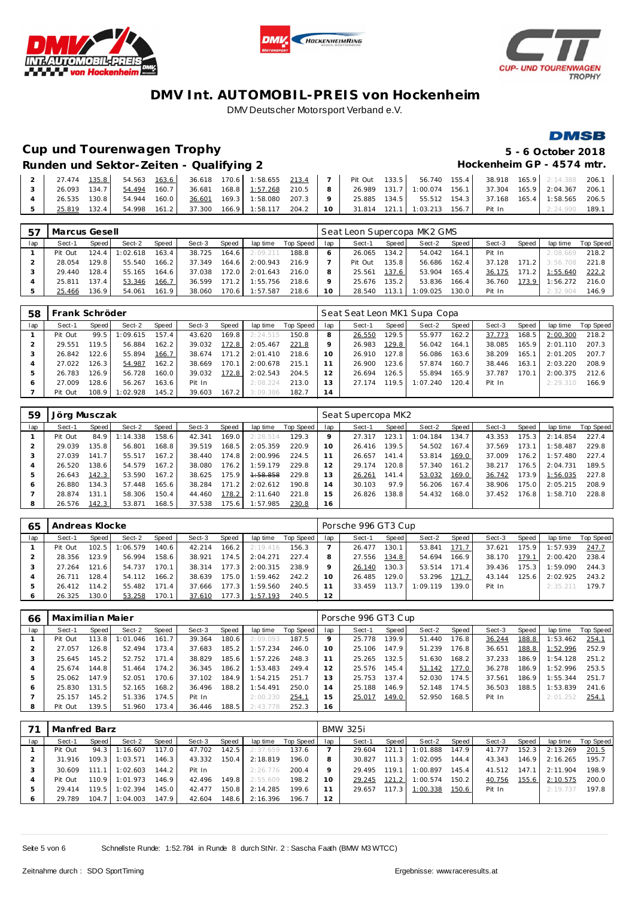# DMV Int. AUTOMOBIL-PREIS von Hockenheim

DMV Deutscher Motorsport Verband e.V.

## Cup und Tourenwagen Trophy

**5 - 6 October 2018**

### Runden und Sektor-Zeiten - Qualifying 2

**Hockenheim GP - 4574 mtr.**

| lap | Sect-1 | Speed | Sect-2 | Speed | Sect-3 | Speed | lap time | Top Speed | lap | Sect-1 | Speed | Sect-2 | Speed | Sect-3 | Speed | lap time | Top Speed |
|---|---|---|---|---|---|---|---|---|---|---|---|---|---|---|---|---|---|
| 2 | 27.474 | 135.8 | 54.563 | 163.6 | 36.618 | 170.6 | 1:58.655 | 213.4 | 7 | Pit Out | 133.5 | 56.740 | 155.4 | 38.918 | 165.9 | 2:14.388 | 206.1 |
| 3 | 26.093 | 134.7 | 54.494 | 160.7 | 36.681 | 168.8 | 1:57.268 | 210.5 | 8 | 26.989 | 131.7 | 1:00.074 | 156.1 | 37.304 | 165.9 | 2:04.367 | 206.1 |
| 4 | 26.535 | 130.8 | 54.944 | 160.0 | 36.601 | 169.3 | 1:58.080 | 207.3 | 9 | 25.885 | 134.5 | 55.512 | 154.3 | 37.168 | 165.4 | 1:58.565 | 206.5 |
| 5 | 25.819 | 132.4 | 54.998 | 161.2 | 37.300 | 166.9 | 1:58.117 | 204.2 | 10 | 31.814 | 121.1 | 1:03.213 | 156.7 | Pit In | | 2:24.990 | 189.1 |

**57 Marcus Gesell** — Seat Leon Supercopa MK2 GMS

| lap | Sect-1 | Speed | Sect-2 | Speed | Sect-3 | Speed | lap time | Top Speed | lap | Sect-1 | Speed | Sect-2 | Speed | Sect-3 | Speed | lap time | Top Speed |
|---|---|---|---|---|---|---|---|---|---|---|---|---|---|---|---|---|---|
| 1 | Pit Out | 124.4 | 1:02.618 | 163.4 | 38.725 | 164.6 | 2:09.211 | 188.8 | 6 | 26.065 | 134.2 | 54.042 | 164.1 | Pit In | | 2:08.669 | 218.2 |
| 2 | 28.054 | 129.8 | 55.540 | 166.2 | 37.349 | 164.6 | 2:00.943 | 216.9 | 7 | Pit Out | 135.8 | 56.686 | 162.4 | 37.128 | 171.2 | 3:56.708 | 221.8 |
| 3 | 29.440 | 128.4 | 55.165 | 164.6 | 37.038 | 172.0 | 2:01.643 | 216.0 | 8 | 25.561 | 137.6 | 53.904 | 165.4 | 36.175 | 171.2 | 1:55.640 | 222.2 |
| 4 | 25.811 | 137.4 | 53.346 | 166.7 | 36.599 | 171.2 | 1:55.756 | 218.6 | 9 | 25.676 | 135.2 | 53.836 | 166.4 | 36.760 | 173.9 | 1:56.272 | 216.0 |
| 5 | 25.466 | 136.9 | 54.061 | 161.9 | 38.060 | 170.6 | 1:57.587 | 218.6 | 10 | 28.540 | 113.1 | 1:09.025 | 130.0 | Pit In | | 2:32.904 | 146.9 |

**58 Frank Schröder** — Seat Seat Leon MK1 Supa Copa

| lap | Sect-1 | Speed | Sect-2 | Speed | Sect-3 | Speed | lap time | Top Speed | lap | Sect-1 | Speed | Sect-2 | Speed | Sect-3 | Speed | lap time | Top Speed |
|---|---|---|---|---|---|---|---|---|---|---|---|---|---|---|---|---|---|
| 1 | Pit Out | 99.5 | 1:09.615 | 157.4 | 43.620 | 169.8 | 2:24.515 | 150.8 | 8 | 26.550 | 129.5 | 55.977 | 162.2 | 37.773 | 168.5 | 2:00.300 | 218.2 |
| 2 | 29.551 | 119.5 | 56.884 | 162.2 | 39.032 | 172.8 | 2:05.467 | 221.8 | 9 | 26.983 | 129.8 | 56.042 | 164.1 | 38.085 | 165.9 | 2:01.110 | 207.3 |
| 3 | 26.842 | 122.6 | 55.894 | 166.7 | 38.674 | 171.2 | 2:01.410 | 218.6 | 10 | 26.910 | 127.8 | 56.086 | 163.6 | 38.209 | 165.1 | 2:01.205 | 207.7 |
| 4 | 27.022 | 126.3 | 54.987 | 162.2 | 38.669 | 170.1 | 2:00.678 | 215.1 | 11 | 26.900 | 123.6 | 57.874 | 160.7 | 38.446 | 163.1 | 2:03.220 | 208.9 |
| 5 | 26.783 | 126.9 | 56.728 | 160.0 | 39.032 | 172.8 | 2:02.543 | 204.5 | 12 | 26.694 | 126.5 | 55.894 | 165.9 | 37.787 | 170.1 | 2:00.375 | 212.6 |
| 6 | 27.009 | 128.6 | 56.267 | 163.6 | Pit In | | 2:08.224 | 213.0 | 13 | 27.174 | 119.5 | 1:07.240 | 120.4 | Pit In | | 2:29.310 | 166.9 |
| 7 | Pit Out | 108.9 | 1:02.928 | 145.2 | 39.603 | 167.2 | 3:09.386 | 182.7 | 14 | | | | | | | | |

**59 Jörg Musczak** — Seat Supercopa MK2

| lap | Sect-1 | Speed | Sect-2 | Speed | Sect-3 | Speed | lap time | Top Speed | lap | Sect-1 | Speed | Sect-2 | Speed | Sect-3 | Speed | lap time | Top Speed |
|---|---|---|---|---|---|---|---|---|---|---|---|---|---|---|---|---|---|
| 1 | Pit Out | 84.9 | 1:14.338 | 158.6 | 42.341 | 169.0 | 2:28.514 | 129.3 | 9 | 27.317 | 123.1 | 1:04.184 | 134.7 | 43.353 | 175.3 | 2:14.854 | 227.4 |
| 2 | 29.039 | 135.8 | 56.801 | 168.8 | 39.519 | 168.5 | 2:05.359 | 220.9 | 10 | 26.416 | 139.5 | 54.502 | 167.4 | 37.569 | 173.1 | 1:58.487 | 229.8 |
| 3 | 27.039 | 141.7 | 55.517 | 167.2 | 38.440 | 174.8 | 2:00.996 | 224.5 | 11 | 26.657 | 141.4 | 53.814 | 169.0 | 37.009 | 176.2 | 1:57.480 | 227.4 |
| 4 | 26.520 | 138.6 | 54.579 | 167.2 | 38.080 | 176.2 | 1:59.179 | 229.8 | 12 | 29.174 | 120.8 | 57.340 | 161.2 | 38.217 | 176.5 | 2:04.731 | 189.5 |
| 5 | 26.643 | 142.3 | 53.590 | 167.2 | 38.625 | 175.9 | 1:58.858 | 229.8 | 13 | 26.261 | 141.4 | 53.032 | 169.0 | 36.742 | 173.9 | 1:56.035 | 227.8 |
| 6 | 26.880 | 134.3 | 57.448 | 165.6 | 38.284 | 171.2 | 2:02.612 | 190.8 | 14 | 30.103 | 97.9 | 56.206 | 167.4 | 38.906 | 175.0 | 2:05.215 | 208.9 |
| 7 | 28.874 | 131.1 | 58.306 | 150.4 | 44.460 | 178.2 | 2:11.640 | 221.8 | 15 | 26.826 | 138.8 | 54.432 | 168.0 | 37.452 | 176.8 | 1:58.710 | 228.8 |
| 8 | 26.576 | 142.3 | 53.871 | 168.5 | 37.538 | 175.6 | 1:57.985 | 230.8 | 16 | | | | | | | | |

**65 Andreas Klocke** — Porsche 996 GT3 Cup

| lap | Sect-1 | Speed | Sect-2 | Speed | Sect-3 | Speed | lap time | Top Speed | lap | Sect-1 | Speed | Sect-2 | Speed | Sect-3 | Speed | lap time | Top Speed |
|---|---|---|---|---|---|---|---|---|---|---|---|---|---|---|---|---|---|
| 1 | Pit Out | 102.5 | 1:06.579 | 140.6 | 42.214 | 166.2 | 2:19.416 | 156.3 | 7 | 26.477 | 130.1 | 53.841 | 171.7 | 37.621 | 175.9 | 1:57.939 | 247.7 |
| 2 | 28.356 | 123.9 | 56.994 | 158.6 | 38.921 | 174.5 | 2:04.271 | 227.4 | 8 | 27.556 | 134.8 | 54.694 | 166.9 | 38.170 | 179.1 | 2:00.420 | 238.4 |
| 3 | 27.264 | 121.6 | 54.737 | 170.1 | 38.314 | 177.3 | 2:00.315 | 238.9 | 9 | 26.140 | 130.3 | 53.514 | 171.4 | 39.436 | 175.3 | 1:59.090 | 244.3 |
| 4 | 26.711 | 128.4 | 54.112 | 166.2 | 38.639 | 175.0 | 1:59.462 | 242.2 | 10 | 26.485 | 129.0 | 53.296 | 171.7 | 43.144 | 125.6 | 2:02.925 | 243.2 |
| 5 | 26.412 | 114.2 | 55.482 | 171.4 | 37.666 | 177.3 | 1:59.560 | 240.5 | 11 | 33.459 | 113.7 | 1:09.119 | 139.0 | Pit In | | 2:35.211 | 179.7 |
| 6 | 26.325 | 130.0 | 53.258 | 170.1 | 37.610 | 177.3 | 1:57.193 | 240.5 | 12 | | | | | | | | |

**66 Maximilian Maier** — Porsche 996 GT3 Cup

| lap | Sect-1 | Speed | Sect-2 | Speed | Sect-3 | Speed | lap time | Top Speed | lap | Sect-1 | Speed | Sect-2 | Speed | Sect-3 | Speed | lap time | Top Speed |
|---|---|---|---|---|---|---|---|---|---|---|---|---|---|---|---|---|---|
| 1 | Pit Out | 113.8 | 1:01.046 | 161.7 | 39.364 | 180.6 | 2:09.093 | 187.5 | 9 | 25.778 | 139.9 | 51.440 | 176.8 | 36.244 | 188.8 | 1:53.462 | 254.1 |
| 2 | 27.057 | 126.8 | 52.494 | 173.4 | 37.683 | 185.2 | 1:57.234 | 246.0 | 10 | 25.106 | 147.9 | 51.239 | 176.8 | 36.651 | 188.8 | 1:52.996 | 252.9 |
| 3 | 25.645 | 145.2 | 52.752 | 171.4 | 38.829 | 185.6 | 1:57.226 | 248.3 | 11 | 25.265 | 132.5 | 51.630 | 168.2 | 37.233 | 186.9 | 1:54.128 | 251.2 |
| 4 | 25.674 | 144.8 | 51.464 | 174.2 | 36.345 | 186.2 | 1:53.483 | 249.4 | 12 | 25.576 | 145.4 | 51.142 | 177.0 | 36.278 | 186.9 | 1:52.996 | 253.5 |
| 5 | 25.062 | 147.9 | 52.051 | 170.6 | 37.102 | 184.9 | 1:54.215 | 251.7 | 13 | 25.753 | 137.4 | 52.030 | 174.5 | 37.561 | 186.9 | 1:55.344 | 251.7 |
| 6 | 25.830 | 131.5 | 52.165 | 168.2 | 36.496 | 188.2 | 1:54.491 | 250.0 | 14 | 25.188 | 146.9 | 52.148 | 174.5 | 36.503 | 188.5 | 1:53.839 | 241.6 |
| 7 | 25.157 | 145.2 | 51.336 | 174.5 | Pit In | | 2:00.230 | 254.1 | 15 | 25.017 | 149.0 | 52.950 | 168.5 | Pit In | | 2:01.252 | 254.1 |
| 8 | Pit Out | 139.5 | 51.960 | 173.4 | 36.446 | 188.5 | 2:43.778 | 252.3 | 16 | | | | | | | | |

**71 Manfred Barz** — BMW 325i

| lap | Sect-1 | Speed | Sect-2 | Speed | Sect-3 | Speed | lap time | Top Speed | lap | Sect-1 | Speed | Sect-2 | Speed | Sect-3 | Speed | lap time | Top Speed |
|---|---|---|---|---|---|---|---|---|---|---|---|---|---|---|---|---|---|
| 1 | Pit Out | 94.3 | 1:16.607 | 117.0 | 47.702 | 142.5 | 2:37.659 | 137.6 | 7 | 29.604 | 121.1 | 1:01.888 | 147.9 | 41.777 | 152.3 | 2:13.269 | 201.5 |
| 2 | 31.916 | 109.3 | 1:03.571 | 146.3 | 43.332 | 150.4 | 2:18.819 | 196.0 | 8 | 30.827 | 111.3 | 1:02.095 | 144.4 | 43.343 | 146.9 | 2:16.265 | 195.7 |
| 3 | 30.609 | 111.1 | 1:02.603 | 144.2 | Pit In | | 2:26.776 | 200.4 | 9 | 29.495 | 119.1 | 1:00.897 | 145.4 | 41.512 | 147.1 | 2:11.904 | 198.9 |
| 4 | Pit Out | 110.9 | 1:01.973 | 146.9 | 42.496 | 149.8 | 2:55.609 | 198.2 | 10 | 29.245 | 121.2 | 1:00.574 | 150.2 | 40.756 | 155.6 | 2:10.575 | 200.0 |
| 5 | 29.414 | 119.5 | 1:02.394 | 145.0 | 42.477 | 150.8 | 2:14.285 | 199.6 | 11 | 29.657 | 117.3 | 1:00.338 | 150.6 | Pit In | | 2:19.737 | 197.8 |
| 6 | 29.789 | 104.7 | 1:04.003 | 147.9 | 42.604 | 148.6 | 2:16.396 | 196.7 | 12 | | | | | | | | |

Schnellste Runde: 1:52.784 in Runde 8 durch StNr. 2 : Sascha Faath (BMW M3 WTCC)

Zeitnahme durch : SDO SportTiming

Ergebnisse: www.raceresults.at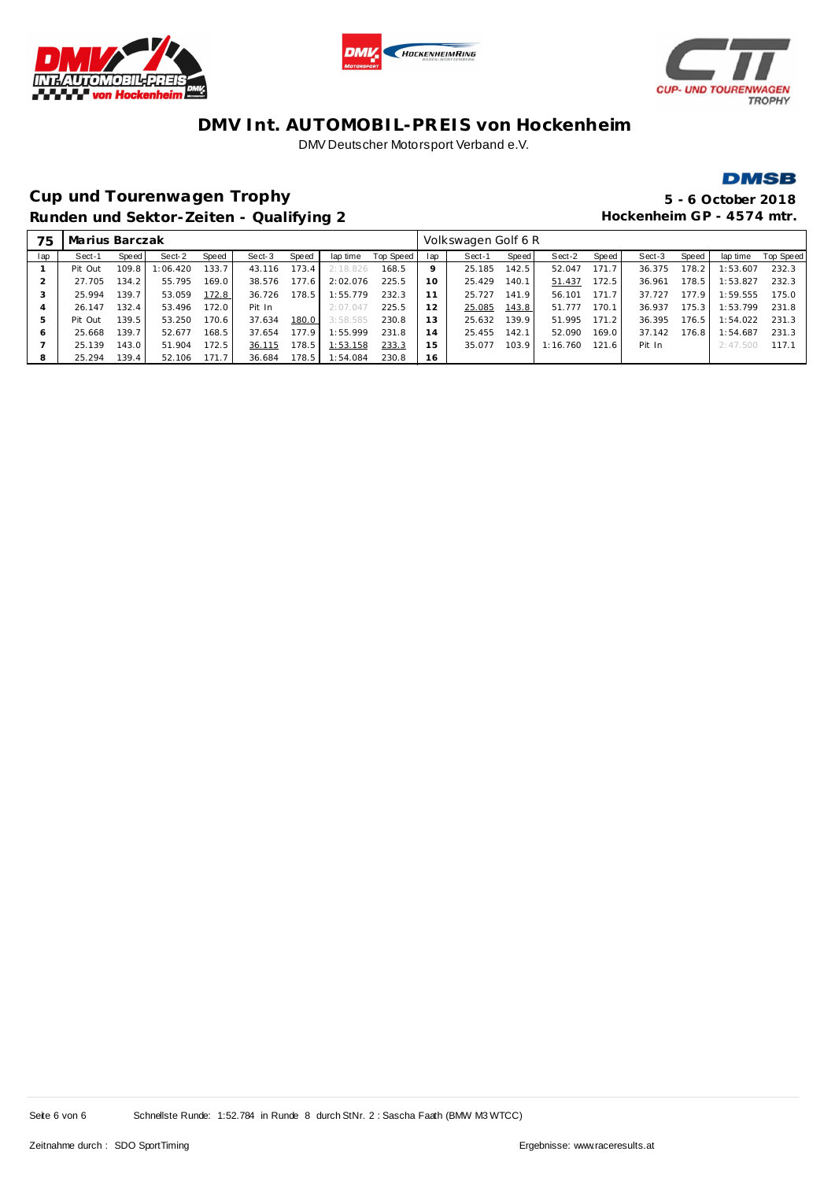# DMV Int. AUTOMOBIL-PREIS von Hockenheim

DMV Deutscher Motorsport Verband e.V.

## Cup und Tourenwagen Trophy

### Runden und Sektor-Zeiten - Qualifying 2

**5 - 6 October 2018**
**Hockenheim GP - 4574 mtr.**

| 75 | Marius Barczak | | | | | | | | Volkswagen Golf 6 R | | | | | | | | |
|---|---|---|---|---|---|---|---|---|---|---|---|---|---|---|---|---|---|
| lap | Sect-1 | Speed | Sect-2 | Speed | Sect-3 | Speed | lap time | Top Speed | lap | Sect-1 | Speed | Sect-2 | Speed | Sect-3 | Speed | lap time | Top Speed |
| 1 | Pit Out | 109.8 | 1:06.420 | 133.7 | 43.116 | 173.4 | 2:18.826 | 168.5 | 9 | 25.185 | 142.5 | 52.047 | 171.7 | 36.375 | 178.2 | 1:53.607 | 232.3 |
| 2 | 27.705 | 134.2 | 55.795 | 169.0 | 38.576 | 177.6 | 2:02.076 | 225.5 | 10 | 25.429 | 140.1 | 51.437 | 172.5 | 36.961 | 178.5 | 1:53.827 | 232.3 |
| 3 | 25.994 | 139.7 | 53.059 | 172.8 | 36.726 | 178.5 | 1:55.779 | 232.3 | 11 | 25.727 | 141.9 | 56.101 | 171.7 | 37.727 | 177.9 | 1:59.555 | 175.0 |
| 4 | 26.147 | 132.4 | 53.496 | 172.0 | Pit In | | 2:07.047 | 225.5 | 12 | 25.085 | 143.8 | 51.777 | 170.1 | 36.937 | 175.3 | 1:53.799 | 231.8 |
| 5 | Pit Out | 139.5 | 53.250 | 170.6 | 37.634 | 180.0 | 3:58.585 | 230.8 | 13 | 25.632 | 139.9 | 51.995 | 171.2 | 36.395 | 176.5 | 1:54.022 | 231.3 |
| 6 | 25.668 | 139.7 | 52.677 | 168.5 | 37.654 | 177.9 | 1:55.999 | 231.8 | 14 | 25.455 | 142.1 | 52.090 | 169.0 | 37.142 | 176.8 | 1:54.687 | 231.3 |
| 7 | 25.139 | 143.0 | 51.904 | 172.5 | 36.115 | 178.5 | 1:53.158 | 233.3 | 15 | 35.077 | 103.9 | 1:16.760 | 121.6 | Pit In | | 2:47.500 | 117.1 |
| 8 | 25.294 | 139.4 | 52.106 | 171.7 | 36.684 | 178.5 | 1:54.084 | 230.8 | 16 | | | | | | | | |

Schnellste Runde: 1:52.784 in Runde 8 durch StNr. 2 : Sascha Faath (BMW M3 WTCC)

Zeitnahme durch : SDO SportTiming

Ergebnisse: www.raceresults.at